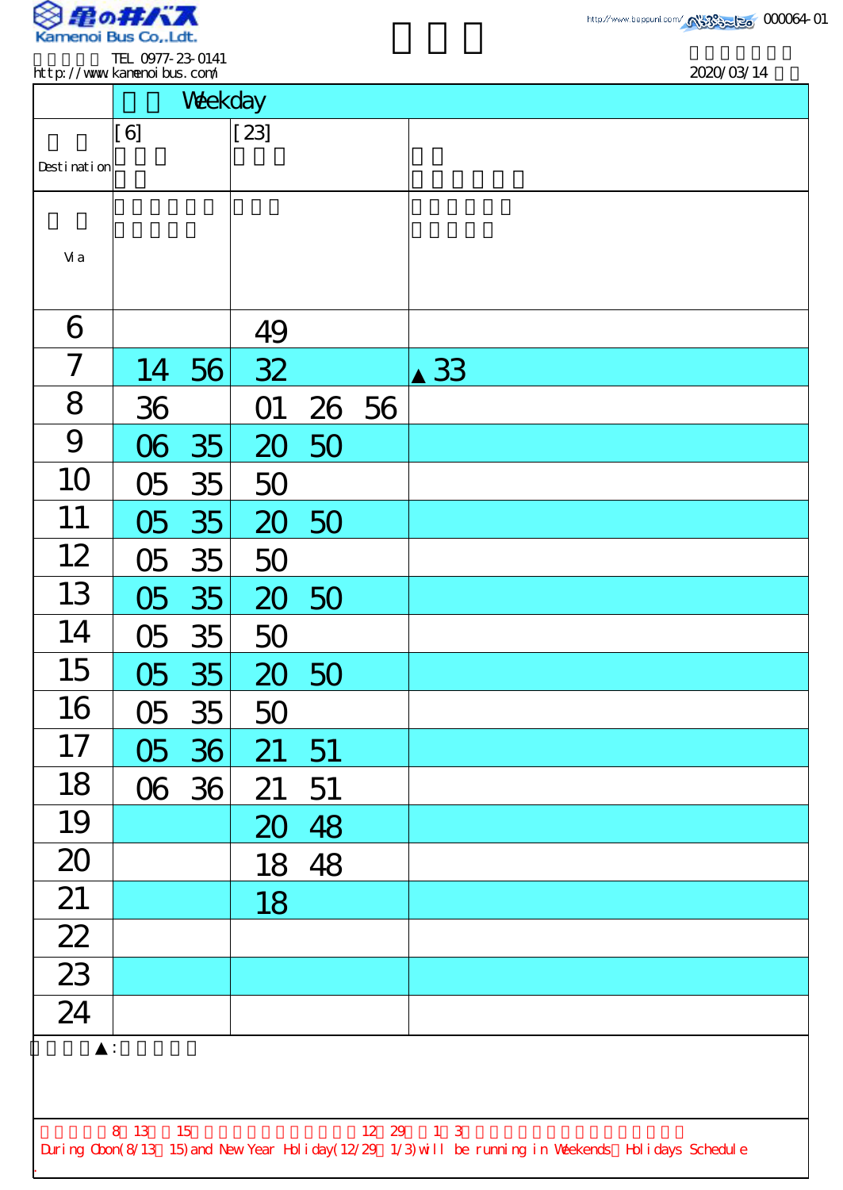Kamenoi Bus Co.,Ldt.

TEL 0977-23-0141
http://www.kamenoibus.com/

http://www.beppunl.com/ 000064-01

2020/03/14

| | Weekday | | |
|---|---|---|---|
| Destination | [6] | [23] | |
| Via | | | |
| 6 | | 49 | |
| 7 | 14 56 | 32 | ▲33 |
| 8 | 36 | 01 26 56 | |
| 9 | 06 35 | 20 50 | |
| 10 | 05 35 | 50 | |
| 11 | 05 35 | 20 50 | |
| 12 | 05 35 | 50 | |
| 13 | 05 35 | 20 50 | |
| 14 | 05 35 | 50 | |
| 15 | 05 35 | 20 50 | |
| 16 | 05 35 | 50 | |
| 17 | 05 36 | 21 51 | |
| 18 | 06 36 | 21 51 | |
| 19 | | 20 48 | |
| 20 | | 18 48 | |
| 21 | | 18 | |
| 22 | | | |
| 23 | | | |
| 24 | | | |

▲:

8 13 15 12 29 1 3

During Obon(8/13 15) and New Year Holiday(12/29 1/3) will be running in Weekends Holidays Schedule.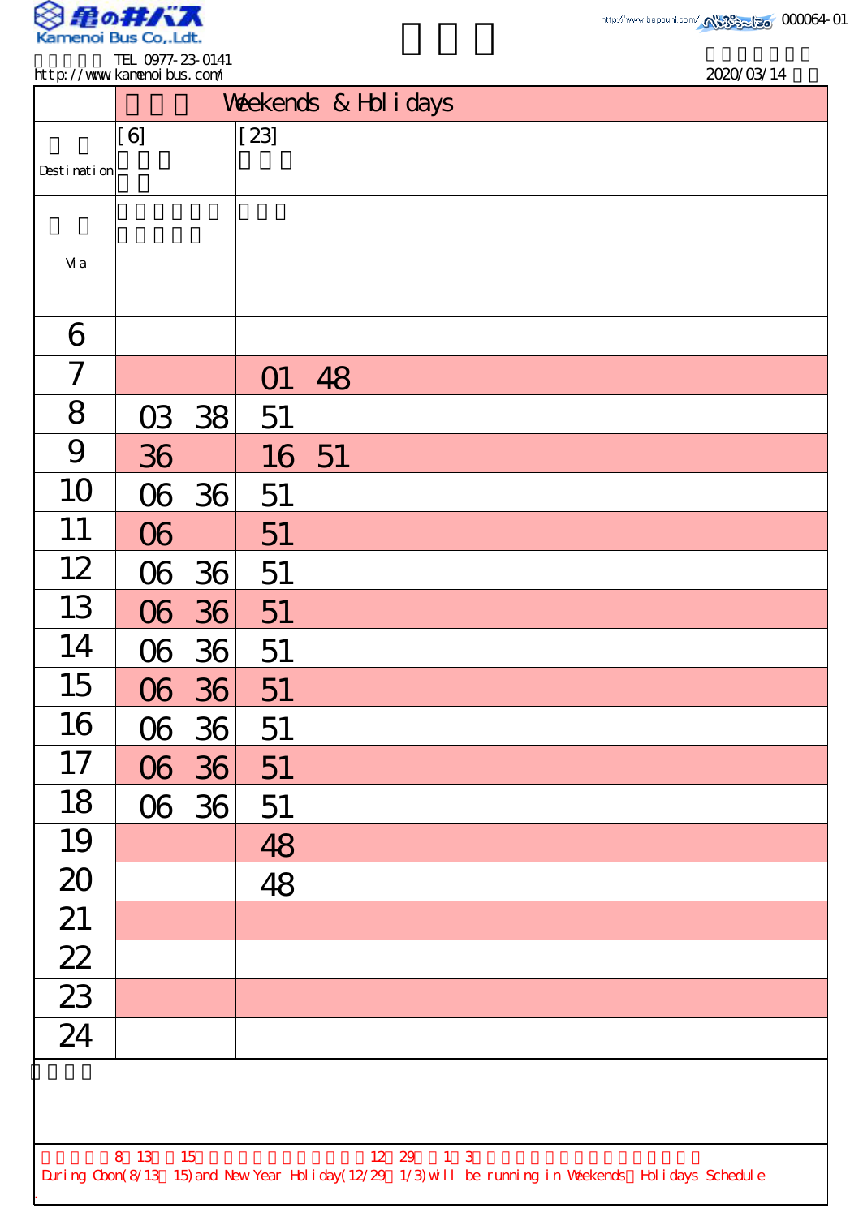Kamenoi Bus Co.,Ldt.

TEL 0977-23-0141
http://www.kamenoibus.com/

000064-01

2020/03/14

| | Weekends & Holidays | |
|---|---|---|
| Destination | [6] | [23] |
| Via | | |
| 6 | | |
| 7 | | 01 48 |
| 8 | 03 38 | 51 |
| 9 | 36 | 16 51 |
| 10 | 06 36 | 51 |
| 11 | 06 | 51 |
| 12 | 06 36 | 51 |
| 13 | 06 36 | 51 |
| 14 | 06 36 | 51 |
| 15 | 06 36 | 51 |
| 16 | 06 36 | 51 |
| 17 | 06 36 | 51 |
| 18 | 06 36 | 51 |
| 19 | | 48 |
| 20 | | 48 |
| 21 | | |
| 22 | | |
| 23 | | |
| 24 | | |

8 13 15 12 29 1 3

During Obon(8/13 15) and New Year Holiday(12/29 1/3) will be running in Weekends Holidays Schedule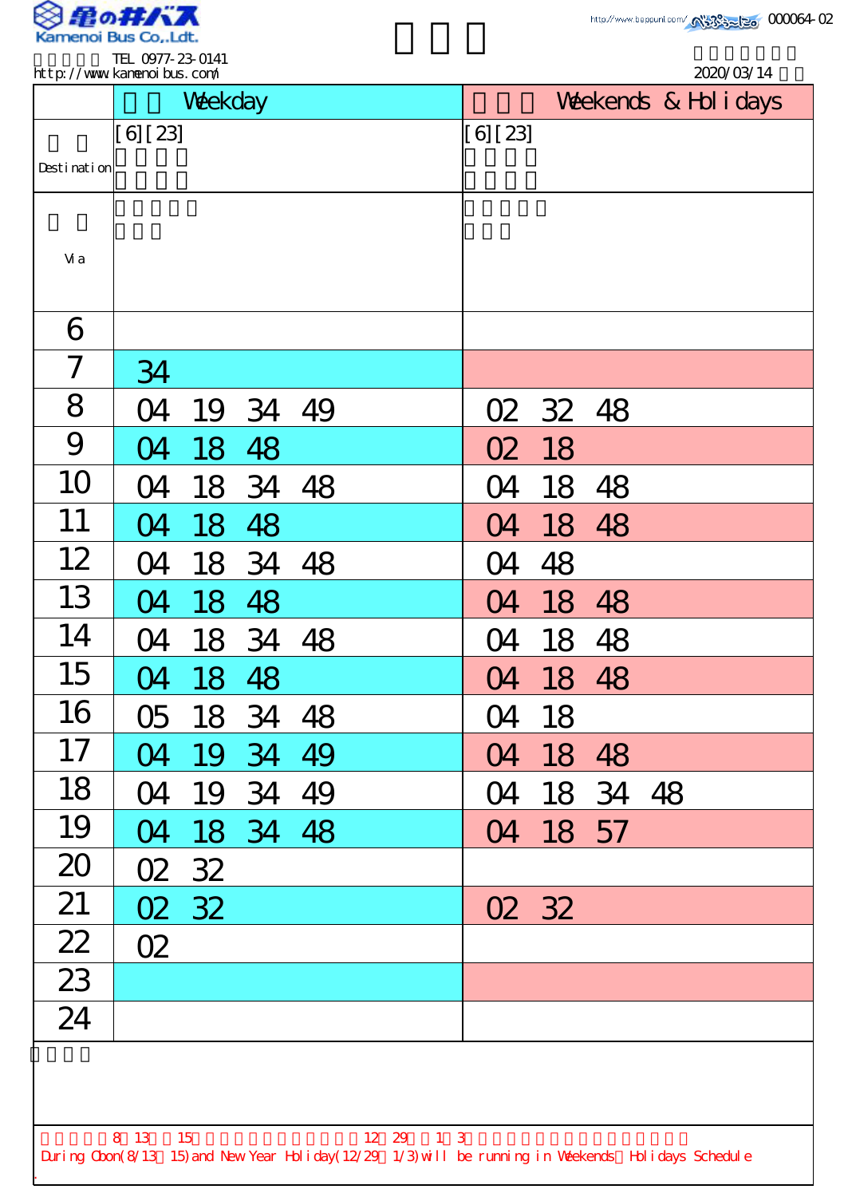Kamenoi Bus Co.,Ldt.

TEL 0977-23-0141
http://www.kamenoibus.com/

http://www.beppunavi.com/ 000064-02

2020/03/14

| | Weekday | Weekends & Holidays |
|---|---|---|
| Destination | [6][23] | [6][23] |
| Via | | |
| 6 | | |
| 7 | 34 | |
| 8 | 04 19 34 49 | 02 32 48 |
| 9 | 04 18 48 | 02 18 |
| 10 | 04 18 34 48 | 04 18 48 |
| 11 | 04 18 48 | 04 18 48 |
| 12 | 04 18 34 48 | 04 48 |
| 13 | 04 18 48 | 04 18 48 |
| 14 | 04 18 34 48 | 04 18 48 |
| 15 | 04 18 48 | 04 18 48 |
| 16 | 05 18 34 48 | 04 18 |
| 17 | 04 19 34 49 | 04 18 48 |
| 18 | 04 19 34 49 | 04 18 34 48 |
| 19 | 04 18 34 48 | 04 18 57 |
| 20 | 02 32 | |
| 21 | 02 32 | 02 32 |
| 22 | 02 | |
| 23 | | |
| 24 | | |

8 13 15 12 29 1 3

During Obon(8/13 15) and New Year Holiday(12/29 1/3) will be running in Weekends Holidays Schedule